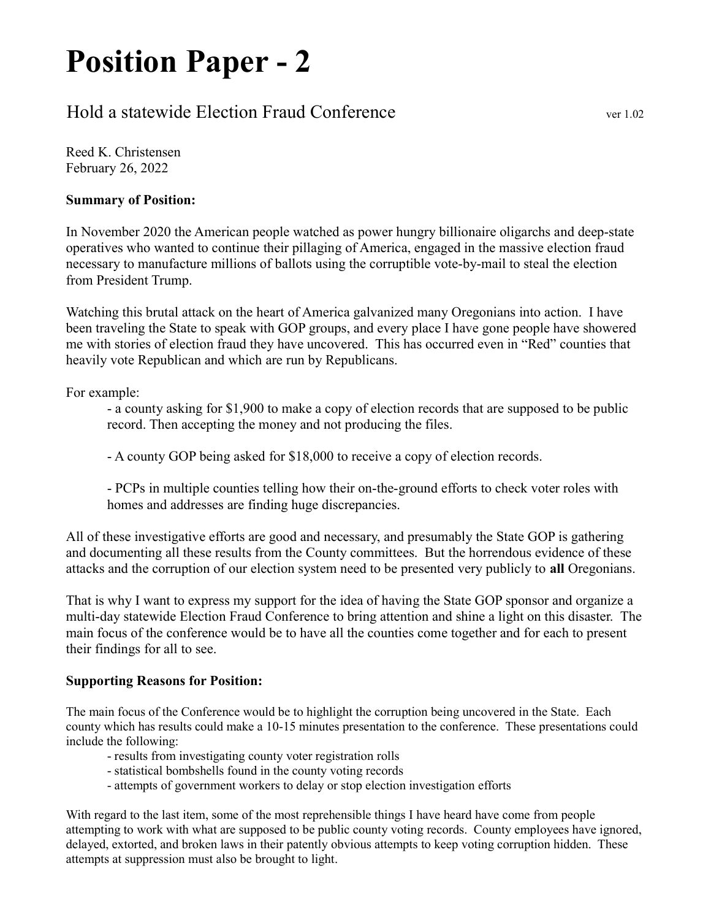# Position Paper - 2

## Hold a statewide Election Fraud Conference

ver 1.02

Reed K. Christensen
February 26, 2022

**Summary of Position:**

In November 2020 the American people watched as power hungry billionaire oligarchs and deep-state operatives who wanted to continue their pillaging of America, engaged in the massive election fraud necessary to manufacture millions of ballots using the corruptible vote-by-mail to steal the election from President Trump.

Watching this brutal attack on the heart of America galvanized many Oregonians into action. I have been traveling the State to speak with GOP groups, and every place I have gone people have showered me with stories of election fraud they have uncovered. This has occurred even in "Red" counties that heavily vote Republican and which are run by Republicans.

For example:

- a county asking for $1,900 to make a copy of election records that are supposed to be public record. Then accepting the money and not producing the files.

- A county GOP being asked for $18,000 to receive a copy of election records.

- PCPs in multiple counties telling how their on-the-ground efforts to check voter roles with homes and addresses are finding huge discrepancies.

All of these investigative efforts are good and necessary, and presumably the State GOP is gathering and documenting all these results from the County committees. But the horrendous evidence of these attacks and the corruption of our election system need to be presented very publicly to **all** Oregonians.

That is why I want to express my support for the idea of having the State GOP sponsor and organize a multi-day statewide Election Fraud Conference to bring attention and shine a light on this disaster. The main focus of the conference would be to have all the counties come together and for each to present their findings for all to see.

**Supporting Reasons for Position:**

The main focus of the Conference would be to highlight the corruption being uncovered in the State. Each county which has results could make a 10-15 minutes presentation to the conference. These presentations could include the following:

- results from investigating county voter registration rolls
- statistical bombshells found in the county voting records
- attempts of government workers to delay or stop election investigation efforts

With regard to the last item, some of the most reprehensible things I have heard have come from people attempting to work with what are supposed to be public county voting records. County employees have ignored, delayed, extorted, and broken laws in their patently obvious attempts to keep voting corruption hidden. These attempts at suppression must also be brought to light.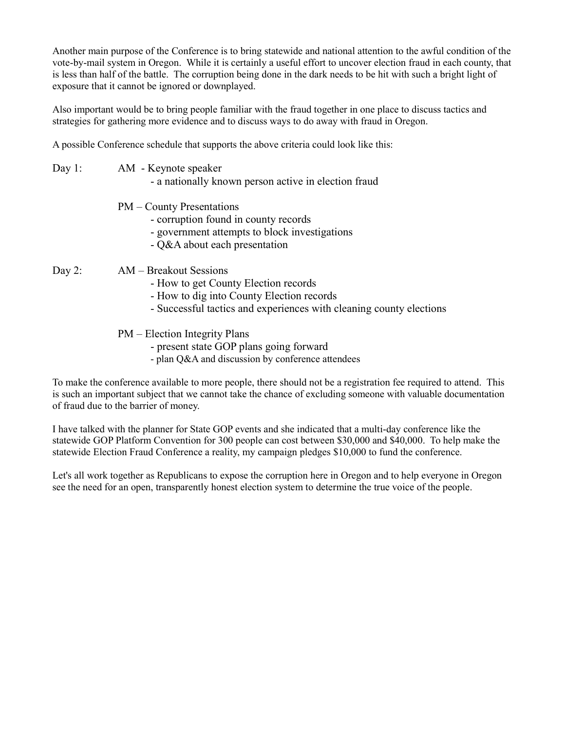Another main purpose of the Conference is to bring statewide and national attention to the awful condition of the vote-by-mail system in Oregon. While it is certainly a useful effort to uncover election fraud in each county, that is less than half of the battle. The corruption being done in the dark needs to be hit with such a bright light of exposure that it cannot be ignored or downplayed.

Also important would be to bring people familiar with the fraud together in one place to discuss tactics and strategies for gathering more evidence and to discuss ways to do away with fraud in Oregon.

A possible Conference schedule that supports the above criteria could look like this:

Day 1:

- AM - Keynote speaker
  - a nationally known person active in election fraud
- PM – County Presentations
  - corruption found in county records
  - government attempts to block investigations
  - Q&A about each presentation

Day 2:

- AM – Breakout Sessions
  - How to get County Election records
  - How to dig into County Election records
  - Successful tactics and experiences with cleaning county elections
- PM – Election Integrity Plans
  - present state GOP plans going forward
  - plan Q&A and discussion by conference attendees

To make the conference available to more people, there should not be a registration fee required to attend. This is such an important subject that we cannot take the chance of excluding someone with valuable documentation of fraud due to the barrier of money.

I have talked with the planner for State GOP events and she indicated that a multi-day conference like the statewide GOP Platform Convention for 300 people can cost between $30,000 and $40,000. To help make the statewide Election Fraud Conference a reality, my campaign pledges $10,000 to fund the conference.

Let's all work together as Republicans to expose the corruption here in Oregon and to help everyone in Oregon see the need for an open, transparently honest election system to determine the true voice of the people.